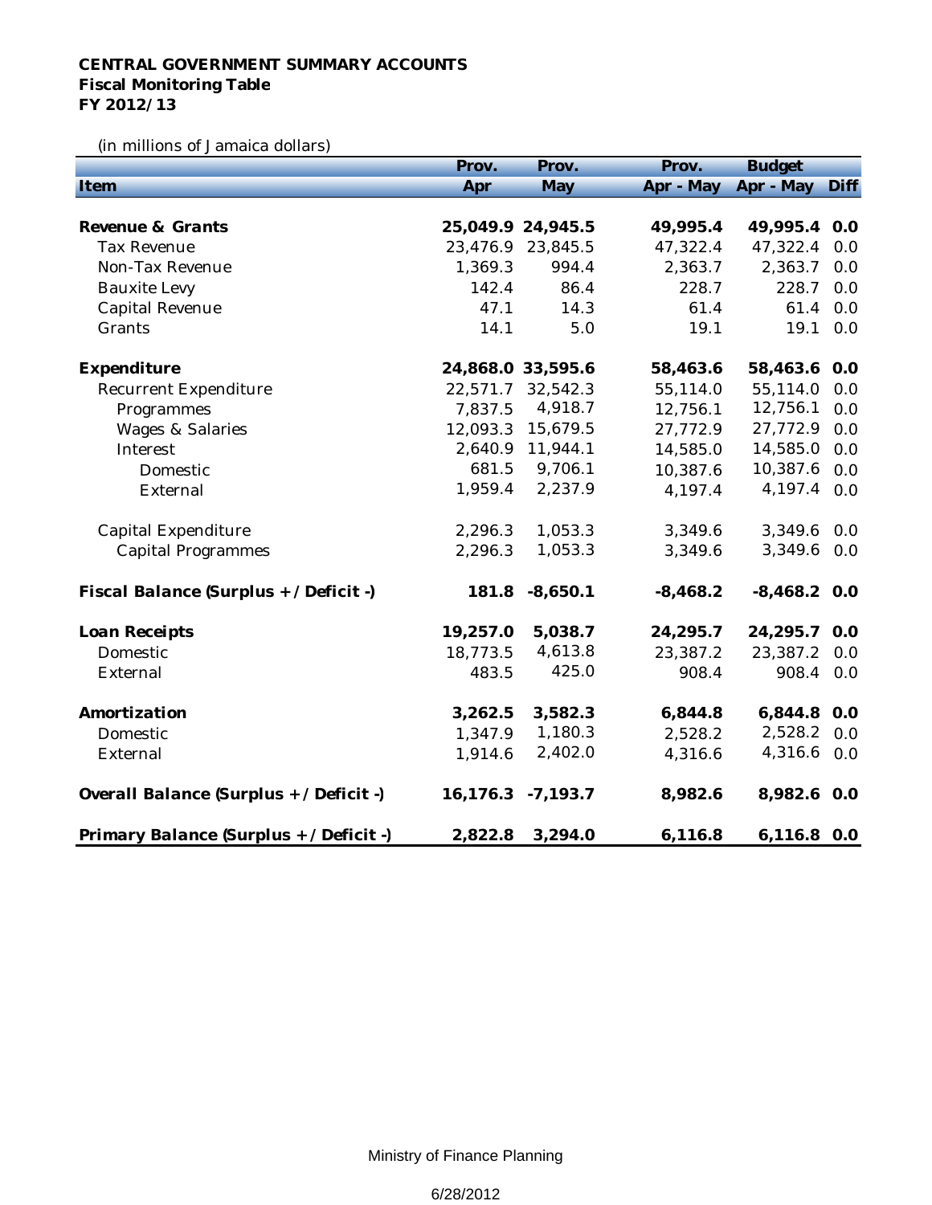**CENTRAL GOVERNMENT SUMMARY ACCOUNTS**
**Fiscal Monitoring Table**
**FY 2012/13**

(in millions of Jamaica dollars)

| Item | Prov. Apr | Prov. May | Prov. Apr - May | Budget Apr - May | Diff |
|---|---|---|---|---|---|
| **Revenue & Grants** | **25,049.9** | **24,945.5** | **49,995.4** | **49,995.4** | **0.0** |
| Tax Revenue | 23,476.9 | 23,845.5 | 47,322.4 | 47,322.4 | 0.0 |
| Non-Tax Revenue | 1,369.3 | 994.4 | 2,363.7 | 2,363.7 | 0.0 |
| Bauxite Levy | 142.4 | 86.4 | 228.7 | 228.7 | 0.0 |
| Capital Revenue | 47.1 | 14.3 | 61.4 | 61.4 | 0.0 |
| Grants | 14.1 | 5.0 | 19.1 | 19.1 | 0.0 |
| **Expenditure** | **24,868.0** | **33,595.6** | **58,463.6** | **58,463.6** | **0.0** |
| Recurrent Expenditure | 22,571.7 | 32,542.3 | 55,114.0 | 55,114.0 | 0.0 |
| Programmes | 7,837.5 | 4,918.7 | 12,756.1 | 12,756.1 | 0.0 |
| Wages & Salaries | 12,093.3 | 15,679.5 | 27,772.9 | 27,772.9 | 0.0 |
| Interest | 2,640.9 | 11,944.1 | 14,585.0 | 14,585.0 | 0.0 |
| Domestic | 681.5 | 9,706.1 | 10,387.6 | 10,387.6 | 0.0 |
| External | 1,959.4 | 2,237.9 | 4,197.4 | 4,197.4 | 0.0 |
| Capital Expenditure | 2,296.3 | 1,053.3 | 3,349.6 | 3,349.6 | 0.0 |
| Capital Programmes | 2,296.3 | 1,053.3 | 3,349.6 | 3,349.6 | 0.0 |
| **Fiscal Balance (Surplus + / Deficit -)** | **181.8** | **-8,650.1** | **-8,468.2** | **-8,468.2** | **0.0** |
| **Loan Receipts** | **19,257.0** | **5,038.7** | **24,295.7** | **24,295.7** | **0.0** |
| Domestic | 18,773.5 | 4,613.8 | 23,387.2 | 23,387.2 | 0.0 |
| External | 483.5 | 425.0 | 908.4 | 908.4 | 0.0 |
| **Amortization** | **3,262.5** | **3,582.3** | **6,844.8** | **6,844.8** | **0.0** |
| Domestic | 1,347.9 | 1,180.3 | 2,528.2 | 2,528.2 | 0.0 |
| External | 1,914.6 | 2,402.0 | 4,316.6 | 4,316.6 | 0.0 |
| **Overall Balance (Surplus + / Deficit -)** | **16,176.3** | **-7,193.7** | **8,982.6** | **8,982.6** | **0.0** |
| **Primary Balance (Surplus + / Deficit -)** | **2,822.8** | **3,294.0** | **6,116.8** | **6,116.8** | **0.0** |

Ministry of Finance Planning

6/28/2012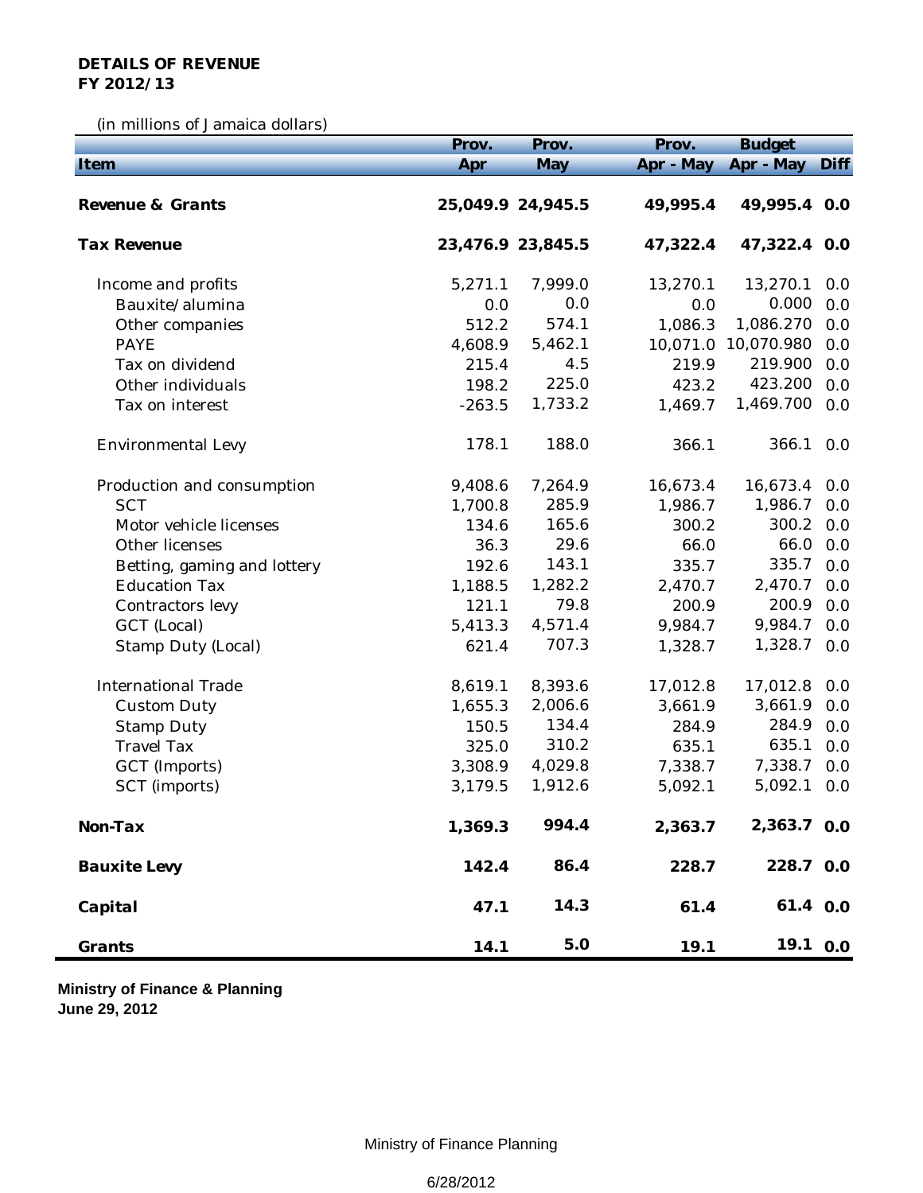**DETAILS OF REVENUE**
**FY 2012/13**

(in millions of Jamaica dollars)

| Item | Prov. Apr | Prov. May | Prov. Apr - May | Budget Apr - May | Diff |
|---|---|---|---|---|---|
| **Revenue & Grants** | **25,049.9** | **24,945.5** | **49,995.4** | **49,995.4** | **0.0** |
| **Tax Revenue** | **23,476.9** | **23,845.5** | **47,322.4** | **47,322.4** | **0.0** |
| Income and profits | 5,271.1 | 7,999.0 | 13,270.1 | 13,270.1 | 0.0 |
| Bauxite/alumina | 0.0 | 0.0 | 0.0 | 0.000 | 0.0 |
| Other companies | 512.2 | 574.1 | 1,086.3 | 1,086.270 | 0.0 |
| PAYE | 4,608.9 | 5,462.1 | 10,071.0 | 10,070.980 | 0.0 |
| Tax on dividend | 215.4 | 4.5 | 219.9 | 219.900 | 0.0 |
| Other individuals | 198.2 | 225.0 | 423.2 | 423.200 | 0.0 |
| Tax on interest | -263.5 | 1,733.2 | 1,469.7 | 1469.700 | 0.0 |
| Environmental Levy | 178.1 | 188.0 | 366.1 | 366.1 | 0.0 |
| Production and consumption | 9,408.6 | 7,264.9 | 16,673.4 | 16,673.4 | 0.0 |
| SCT | 1,700.8 | 285.9 | 1,986.7 | 1,986.7 | 0.0 |
| Motor vehicle licenses | 134.6 | 165.6 | 300.2 | 300.2 | 0.0 |
| Other licenses | 36.3 | 29.6 | 66.0 | 66.0 | 0.0 |
| Betting, gaming and lottery | 192.6 | 143.1 | 335.7 | 335.7 | 0.0 |
| Education Tax | 1,188.5 | 1,282.2 | 2,470.7 | 2,470.7 | 0.0 |
| Contractors levy | 121.1 | 79.8 | 200.9 | 200.9 | 0.0 |
| GCT (Local) | 5,413.3 | 4,571.4 | 9,984.7 | 9,984.7 | 0.0 |
| Stamp Duty (Local) | 621.4 | 707.3 | 1,328.7 | 1,328.7 | 0.0 |
| International Trade | 8,619.1 | 8,393.6 | 17,012.8 | 17,012.8 | 0.0 |
| Custom Duty | 1,655.3 | 2,006.6 | 3,661.9 | 3,661.9 | 0.0 |
| Stamp Duty | 150.5 | 134.4 | 284.9 | 284.9 | 0.0 |
| Travel Tax | 325.0 | 310.2 | 635.1 | 635.1 | 0.0 |
| GCT (Imports) | 3,308.9 | 4,029.8 | 7,338.7 | 7,338.7 | 0.0 |
| SCT (imports) | 3,179.5 | 1,912.6 | 5,092.1 | 5,092.1 | 0.0 |
| **Non-Tax** | **1,369.3** | **994.4** | **2,363.7** | **2,363.7** | **0.0** |
| **Bauxite Levy** | **142.4** | **86.4** | **228.7** | **228.7** | **0.0** |
| **Capital** | **47.1** | **14.3** | **61.4** | **61.4** | **0.0** |
| **Grants** | **14.1** | **5.0** | **19.1** | **19.1** | **0.0** |

**Ministry of Finance & Planning**
**June 29, 2012**